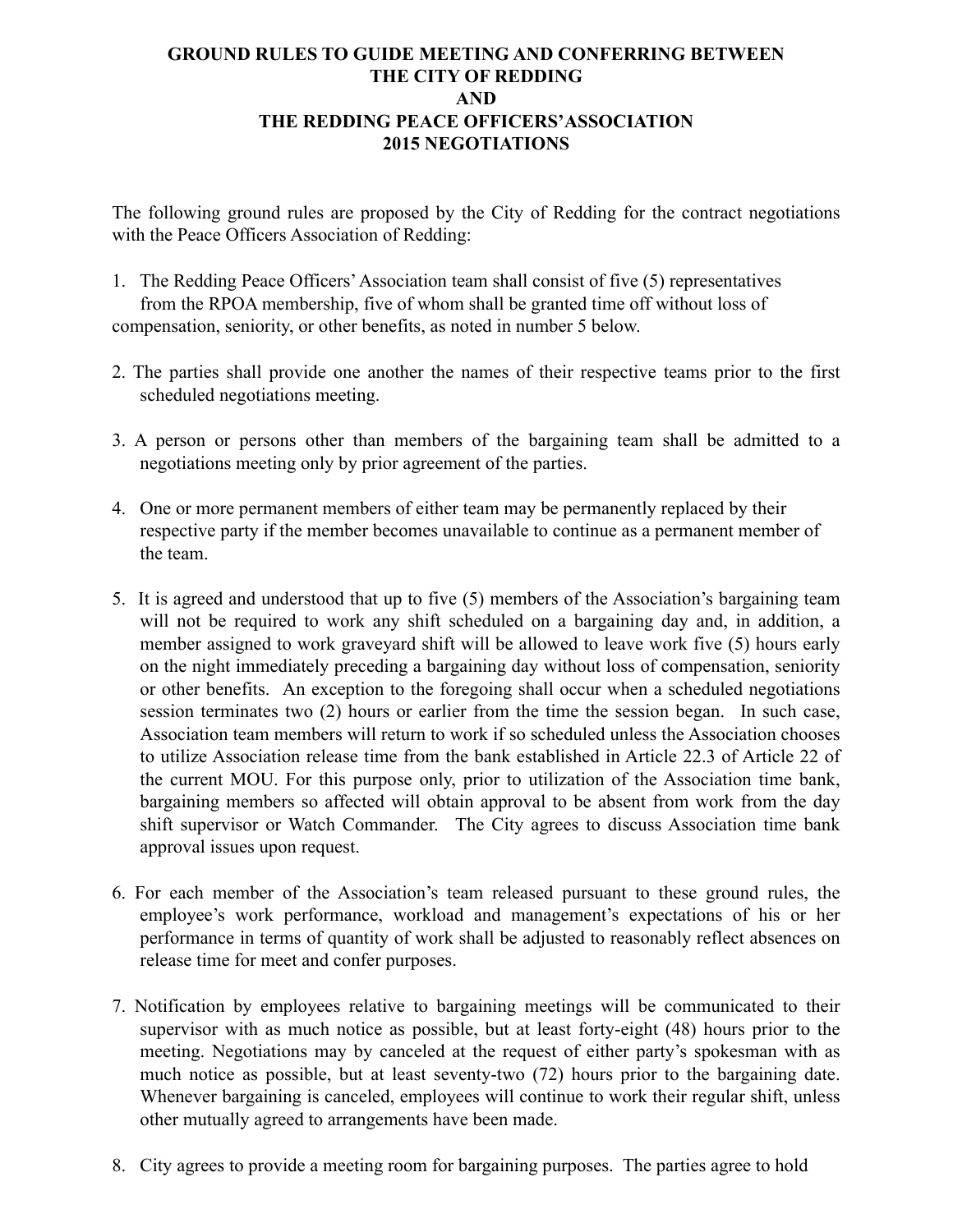# GROUND RULES TO GUIDE MEETING AND CONFERRING BETWEEN THE CITY OF REDDING AND THE REDDING PEACE OFFICERS'ASSOCIATION 2015 NEGOTIATIONS

The following ground rules are proposed by the City of Redding for the contract negotiations with the Peace Officers Association of Redding:

1. The Redding Peace Officers' Association team shall consist of five (5) representatives from the RPOA membership, five of whom shall be granted time off without loss of compensation, seniority, or other benefits, as noted in number 5 below.

2. The parties shall provide one another the names of their respective teams prior to the first scheduled negotiations meeting.

3. A person or persons other than members of the bargaining team shall be admitted to a negotiations meeting only by prior agreement of the parties.

4. One or more permanent members of either team may be permanently replaced by their respective party if the member becomes unavailable to continue as a permanent member of the team.

5. It is agreed and understood that up to five (5) members of the Association's bargaining team will not be required to work any shift scheduled on a bargaining day and, in addition, a member assigned to work graveyard shift will be allowed to leave work five (5) hours early on the night immediately preceding a bargaining day without loss of compensation, seniority or other benefits. An exception to the foregoing shall occur when a scheduled negotiations session terminates two (2) hours or earlier from the time the session began. In such case, Association team members will return to work if so scheduled unless the Association chooses to utilize Association release time from the bank established in Article 22.3 of Article 22 of the current MOU. For this purpose only, prior to utilization of the Association time bank, bargaining members so affected will obtain approval to be absent from work from the day shift supervisor or Watch Commander. The City agrees to discuss Association time bank approval issues upon request.

6. For each member of the Association's team released pursuant to these ground rules, the employee's work performance, workload and management's expectations of his or her performance in terms of quantity of work shall be adjusted to reasonably reflect absences on release time for meet and confer purposes.

7. Notification by employees relative to bargaining meetings will be communicated to their supervisor with as much notice as possible, but at least forty-eight (48) hours prior to the meeting. Negotiations may by canceled at the request of either party's spokesman with as much notice as possible, but at least seventy-two (72) hours prior to the bargaining date. Whenever bargaining is canceled, employees will continue to work their regular shift, unless other mutually agreed to arrangements have been made.

8. City agrees to provide a meeting room for bargaining purposes. The parties agree to hold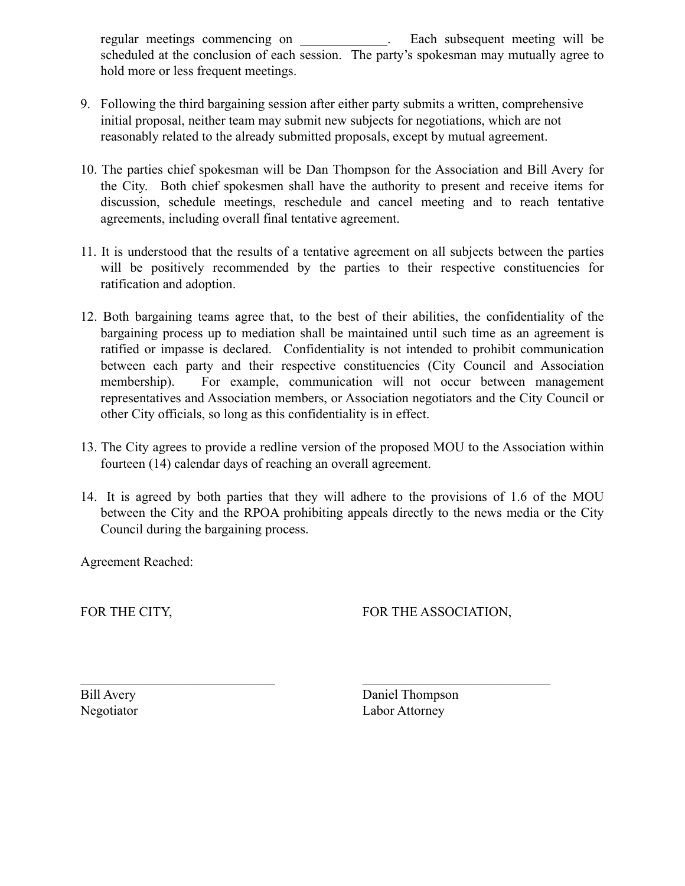regular meetings commencing on _____________. Each subsequent meeting will be scheduled at the conclusion of each session. The party's spokesman may mutually agree to hold more or less frequent meetings.

9. Following the third bargaining session after either party submits a written, comprehensive initial proposal, neither team may submit new subjects for negotiations, which are not reasonably related to the already submitted proposals, except by mutual agreement.

10. The parties chief spokesman will be Dan Thompson for the Association and Bill Avery for the City. Both chief spokesmen shall have the authority to present and receive items for discussion, schedule meetings, reschedule and cancel meeting and to reach tentative agreements, including overall final tentative agreement.

11. It is understood that the results of a tentative agreement on all subjects between the parties will be positively recommended by the parties to their respective constituencies for ratification and adoption.

12. Both bargaining teams agree that, to the best of their abilities, the confidentiality of the bargaining process up to mediation shall be maintained until such time as an agreement is ratified or impasse is declared. Confidentiality is not intended to prohibit communication between each party and their respective constituencies (City Council and Association membership). For example, communication will not occur between management representatives and Association members, or Association negotiators and the City Council or other City officials, so long as this confidentiality is in effect.

13. The City agrees to provide a redline version of the proposed MOU to the Association within fourteen (14) calendar days of reaching an overall agreement.

14. It is agreed by both parties that they will adhere to the provisions of 1.6 of the MOU between the City and the RPOA prohibiting appeals directly to the news media or the City Council during the bargaining process.

Agreement Reached:

FOR THE CITY,

_____________________________

Bill Avery
Negotiator

FOR THE ASSOCIATION,

_____________________________

Daniel Thompson
Labor Attorney